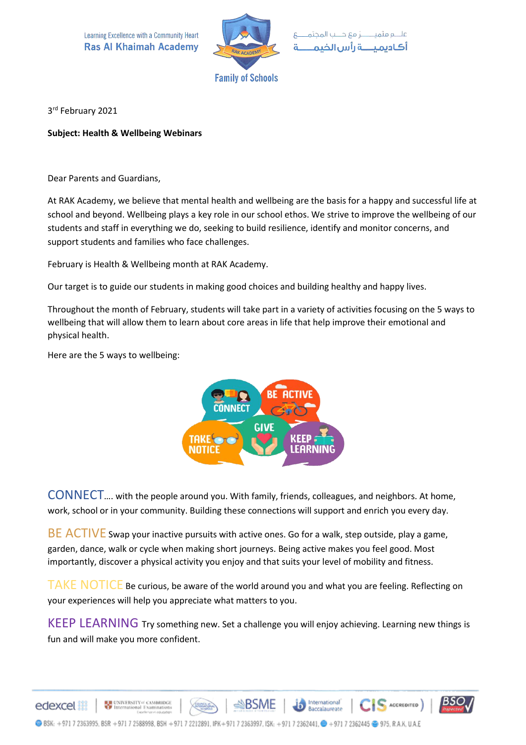Learning Excellence with a Community Heart
Ras Al Khaimah Academy

Family of Schools

علم متميز مع حب المجتمع
أكاديمية رأس الخيمة

3rd February 2021

**Subject: Health & Wellbeing Webinars**

Dear Parents and Guardians,

At RAK Academy, we believe that mental health and wellbeing are the basis for a happy and successful life at school and beyond. Wellbeing plays a key role in our school ethos. We strive to improve the wellbeing of our students and staff in everything we do, seeking to build resilience, identify and monitor concerns, and support students and families who face challenges.

February is Health & Wellbeing month at RAK Academy.

Our target is to guide our students in making good choices and building healthy and happy lives.

Throughout the month of February, students will take part in a variety of activities focusing on the 5 ways to wellbeing that will allow them to learn about core areas in life that help improve their emotional and physical health.

Here are the 5 ways to wellbeing:

CONNECT.... with the people around you. With family, friends, colleagues, and neighbors. At home, work, school or in your community. Building these connections will support and enrich you every day.

BE ACTIVE Swap your inactive pursuits with active ones. Go for a walk, step outside, play a game, garden, dance, walk or cycle when making short journeys. Being active makes you feel good. Most importantly, discover a physical activity you enjoy and that suits your level of mobility and fitness.

TAKE NOTICE Be curious, be aware of the world around you and what you are feeling. Reflecting on your experiences will help you appreciate what matters to you.

KEEP LEARNING Try something new. Set a challenge you will enjoy achieving. Learning new things is fun and will make you more confident.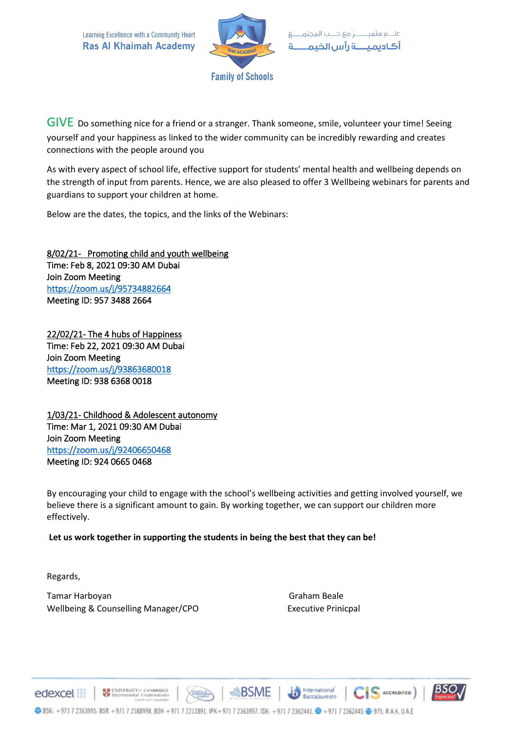GIVE Do something nice for a friend or a stranger. Thank someone, smile, volunteer your time! Seeing yourself and your happiness as linked to the wider community can be incredibly rewarding and creates connections with the people around you

As with every aspect of school life, effective support for students' mental health and wellbeing depends on the strength of input from parents. Hence, we are also pleased to offer 3 Wellbeing webinars for parents and guardians to support your children at home.

Below are the dates, the topics, and the links of the Webinars:

8/02/21- Promoting child and youth wellbeing
Time: Feb 8, 2021 09:30 AM Dubai
Join Zoom Meeting
https://zoom.us/j/95734882664
Meeting ID: 957 3488 2664

22/02/21- The 4 hubs of Happiness
Time: Feb 22, 2021 09:30 AM Dubai
Join Zoom Meeting
https://zoom.us/j/93863680018
Meeting ID: 938 6368 0018

1/03/21- Childhood & Adolescent autonomy
Time: Mar 1, 2021 09:30 AM Dubai
Join Zoom Meeting
https://zoom.us/j/92406650468
Meeting ID: 924 0665 0468

By encouraging your child to engage with the school's wellbeing activities and getting involved yourself, we believe there is a significant amount to gain. By working together, we can support our children more effectively.

**Let us work together in supporting the students in being the best that they can be!**

Regards,

Tamar Harboyan
Wellbeing & Counselling Manager/CPO

Graham Beale
Executive Prinicpal